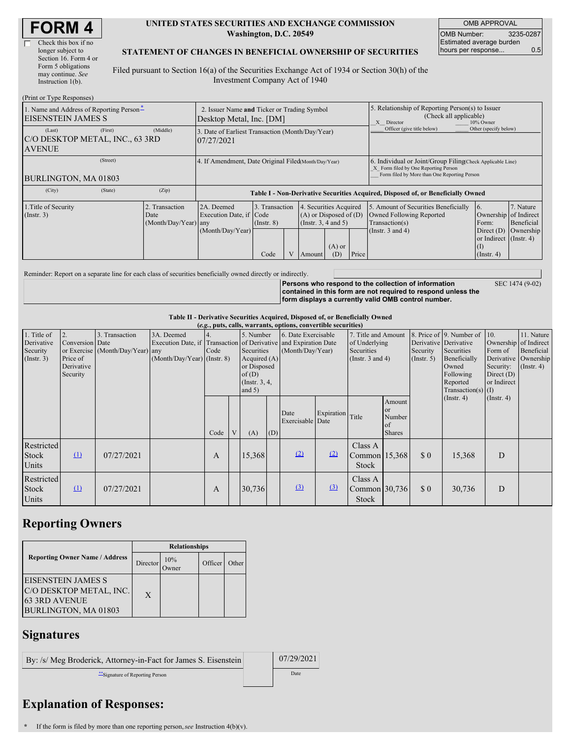# FORM 4

☐ Check this box if no longer subject to Section 16. Form 4 or Form 5 obligations may continue. *See* Instruction 1(b).

**UNITED STATES SECURITIES AND EXCHANGE COMMISSION**
**Washington, D.C. 20549**

**STATEMENT OF CHANGES IN BENEFICIAL OWNERSHIP OF SECURITIES**

Filed pursuant to Section 16(a) of the Securities Exchange Act of 1934 or Section 30(h) of the Investment Company Act of 1940

| OMB APPROVAL | |
|---|---|
| OMB Number: | 3235-0287 |
| Estimated average burden hours per response... | 0.5 |

(Print or Type Responses)

| | | |
|---|---|---|
| 1. Name and Address of Reporting Person* EISENSTEIN JAMES S | 2. Issuer Name **and** Ticker or Trading Symbol Desktop Metal, Inc. [DM] | 5. Relationship of Reporting Person(s) to Issuer (Check all applicable) _X_ Director ___ 10% Owner ___ Officer (give title below) ___ Other (specify below) |
| (Last) (First) (Middle) C/O DESKTOP METAL, INC., 63 3RD AVENUE | 3. Date of Earliest Transaction (Month/Day/Year) 07/27/2021 | |
| (Street) BURLINGTON, MA 01803 | 4. If Amendment, Date Original Filed(Month/Day/Year) | 6. Individual or Joint/Group Filing(Check Applicable Line) _X_ Form filed by One Reporting Person ___ Form filed by More than One Reporting Person |
| (City) (State) (Zip) | | |

**Table I - Non-Derivative Securities Acquired, Disposed of, or Beneficially Owned**

| 1.Title of Security (Instr. 3) | 2. Transaction Date (Month/Day/Year) | 2A. Deemed Execution Date, if any (Month/Day/Year) | 3. Transaction Code (Instr. 8) | | 4. Securities Acquired (A) or Disposed of (D) (Instr. 3, 4 and 5) | | | 5. Amount of Securities Beneficially Owned Following Reported Transaction(s) (Instr. 3 and 4) | 6. Ownership Form: Direct (D) or Indirect (I) (Instr. 4) | 7. Nature of Indirect Beneficial Ownership (Instr. 4) |
|---|---|---|---|---|---|---|---|---|---|---|
| | | | Code | V | Amount | (A) or (D) | Price | | | |

Reminder: Report on a separate line for each class of securities beneficially owned directly or indirectly.

**Persons who respond to the collection of information contained in this form are not required to respond unless the form displays a currently valid OMB control number.** SEC 1474 (9-02)

**Table II - Derivative Securities Acquired, Disposed of, or Beneficially Owned**
**(*e.g.*, puts, calls, warrants, options, convertible securities)**

| 1. Title of Derivative Security (Instr. 3) | 2. Conversion or Exercise Price of Derivative Security | 3. Transaction Date (Month/Day/Year) | 3A. Deemed Execution Date, if any (Month/Day/Year) | 4. Transaction Code (Instr. 8) | | 5. Number of Derivative Securities Acquired (A) or Disposed of (D) (Instr. 3, 4, and 5) | | 6. Date Exercisable and Expiration Date (Month/Day/Year) | | 7. Title and Amount of Underlying Securities (Instr. 3 and 4) | | 8. Price of Derivative Security (Instr. 5) | 9. Number of Derivative Securities Beneficially Owned Following Reported Transaction(s) (Instr. 4) | 10. Ownership Form of Derivative Security: Direct (D) or Indirect (I) (Instr. 4) | 11. Nature of Indirect Beneficial Ownership (Instr. 4) |
|---|---|---|---|---|---|---|---|---|---|---|---|---|---|---|---|
| | | | | Code | V | (A) | (D) | Date Exercisable | Expiration Date | Title | Amount or Number of Shares | | | | |
| Restricted Stock Units | (1) | 07/27/2021 | | A | | 15,368 | | (2) | (2) | Class A Common Stock | 15,368 | $ 0 | 15,368 | D | |
| Restricted Stock Units | (1) | 07/27/2021 | | A | | 30,736 | | (3) | (3) | Class A Common Stock | 30,736 | $ 0 | 30,736 | D | |

## Reporting Owners

| Reporting Owner Name / Address | Relationships | | | |
|---|---|---|---|---|
| | Director | 10% Owner | Officer | Other |
| EISENSTEIN JAMES S C/O DESKTOP METAL, INC. 63 3RD AVENUE BURLINGTON, MA 01803 | X | | | |

## Signatures

| | |
|---|---|
| By: /s/ Meg Broderick, Attorney-in-Fact for James S. Eisenstein | 07/29/2021 |
| **Signature of Reporting Person | Date |

## Explanation of Responses:

\* If the form is filed by more than one reporting person, *see* Instruction 4(b)(v).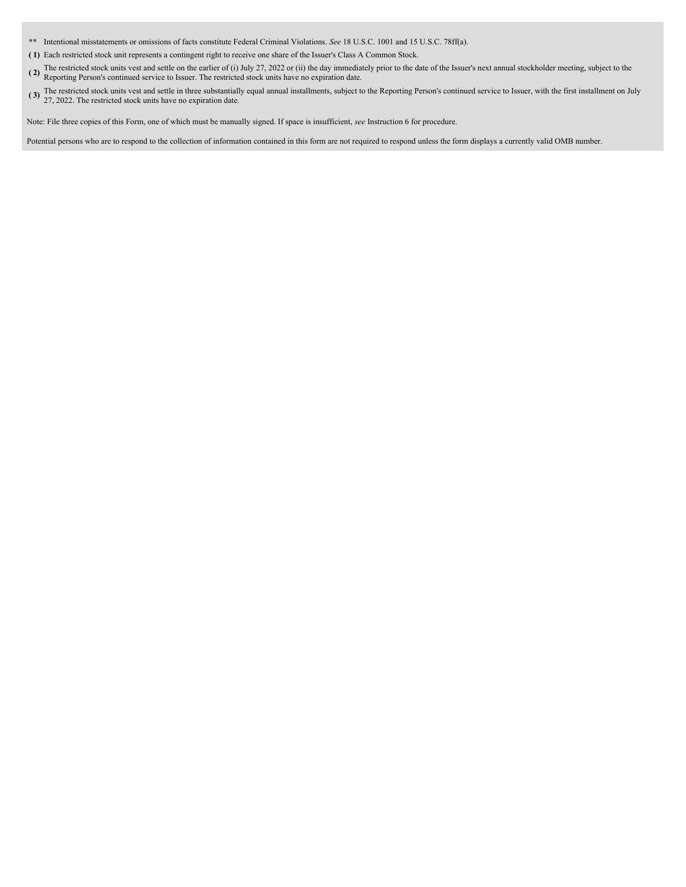** Intentional misstatements or omissions of facts constitute Federal Criminal Violations. *See* 18 U.S.C. 1001 and 15 U.S.C. 78ff(a).

( 1) Each restricted stock unit represents a contingent right to receive one share of the Issuer's Class A Common Stock.

( 2) The restricted stock units vest and settle on the earlier of (i) July 27, 2022 or (ii) the day immediately prior to the date of the Issuer's next annual stockholder meeting, subject to the Reporting Person's continued service to Issuer. The restricted stock units have no expiration date.

( 3) The restricted stock units vest and settle in three substantially equal annual installments, subject to the Reporting Person's continued service to Issuer, with the first installment on July 27, 2022. The restricted stock units have no expiration date.

Note: File three copies of this Form, one of which must be manually signed. If space is insufficient, *see* Instruction 6 for procedure.

Potential persons who are to respond to the collection of information contained in this form are not required to respond unless the form displays a currently valid OMB number.